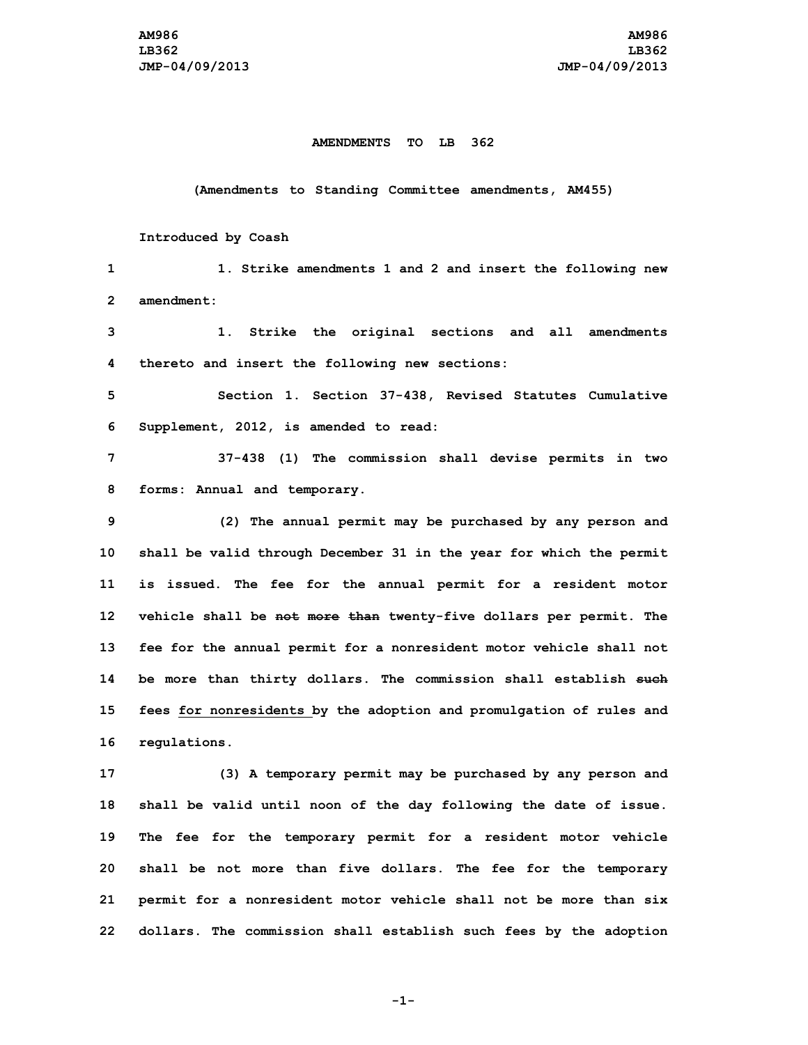AM986
LB362
JMP-04/09/2013

**AMENDMENTS TO LB 362**

**(Amendments to Standing Committee amendments, AM455)**

Introduced by Coash

1. Strike amendments 1 and 2 and insert the following new amendment:

1. Strike the original sections and all amendments thereto and insert the following new sections:

Section 1. Section 37-438, Revised Statutes Cumulative Supplement, 2012, is amended to read:

37-438 (1) The commission shall devise permits in two forms: Annual and temporary.

(2) The annual permit may be purchased by any person and shall be valid through December 31 in the year for which the permit is issued. The fee for the annual permit for a resident motor vehicle shall be ~~not more than~~ twenty-five dollars per permit. The fee for the annual permit for a nonresident motor vehicle shall not be more than thirty dollars. The commission shall establish ~~such~~ fees <u>for nonresidents</u> by the adoption and promulgation of rules and regulations.

(3) A temporary permit may be purchased by any person and shall be valid until noon of the day following the date of issue. The fee for the temporary permit for a resident motor vehicle shall be not more than five dollars. The fee for the temporary permit for a nonresident motor vehicle shall not be more than six dollars. The commission shall establish such fees by the adoption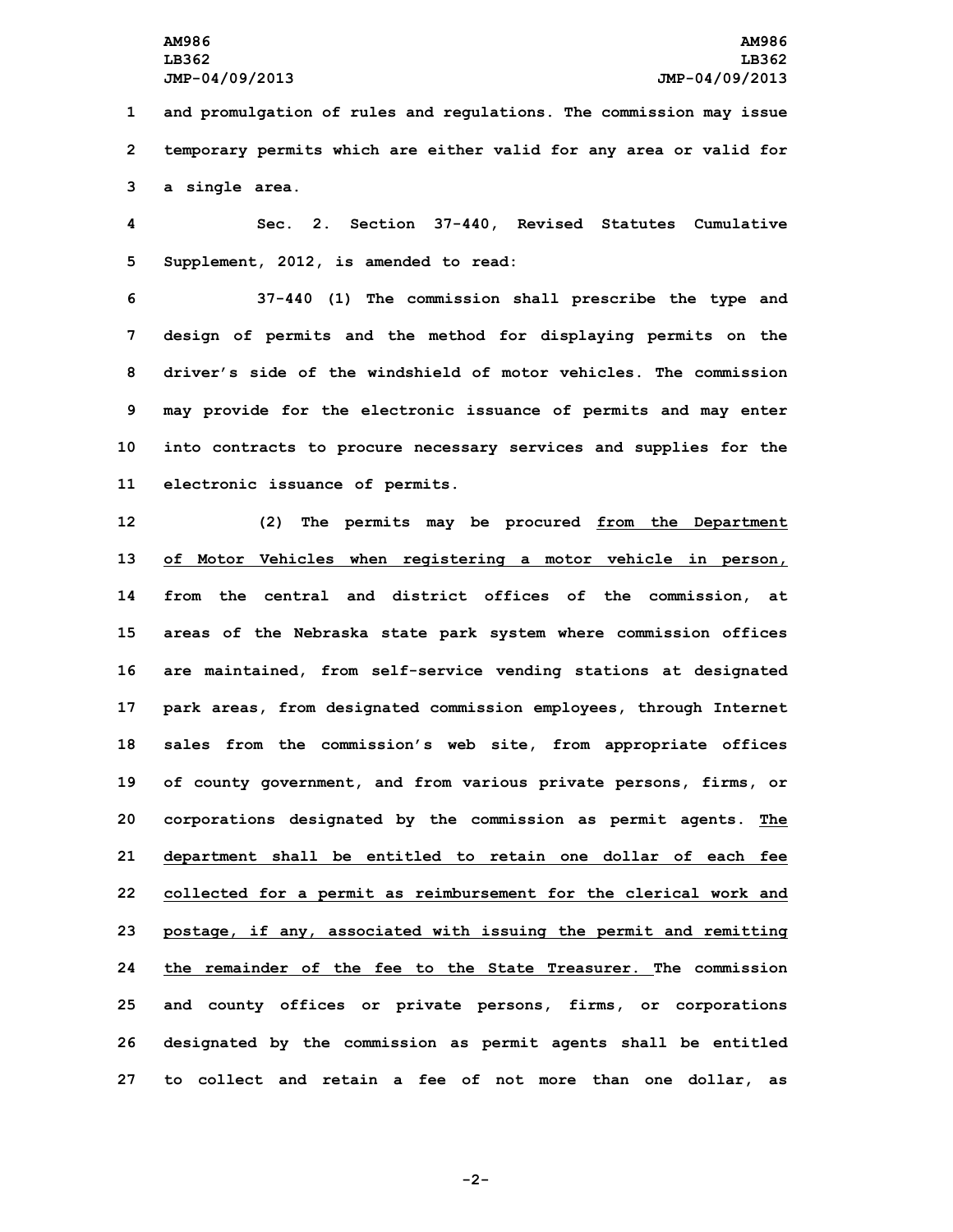and promulgation of rules and regulations. The commission may issue temporary permits which are either valid for any area or valid for a single area.

Sec. 2. Section 37-440, Revised Statutes Cumulative Supplement, 2012, is amended to read:

37-440 (1) The commission shall prescribe the type and design of permits and the method for displaying permits on the driver's side of the windshield of motor vehicles. The commission may provide for the electronic issuance of permits and may enter into contracts to procure necessary services and supplies for the electronic issuance of permits.

(2) The permits may be procured from the Department of Motor Vehicles when registering a motor vehicle in person, from the central and district offices of the commission, at areas of the Nebraska state park system where commission offices are maintained, from self-service vending stations at designated park areas, from designated commission employees, through Internet sales from the commission's web site, from appropriate offices of county government, and from various private persons, firms, or corporations designated by the commission as permit agents. The department shall be entitled to retain one dollar of each fee collected for a permit as reimbursement for the clerical work and postage, if any, associated with issuing the permit and remitting the remainder of the fee to the State Treasurer. The commission and county offices or private persons, firms, or corporations designated by the commission as permit agents shall be entitled to collect and retain a fee of not more than one dollar, as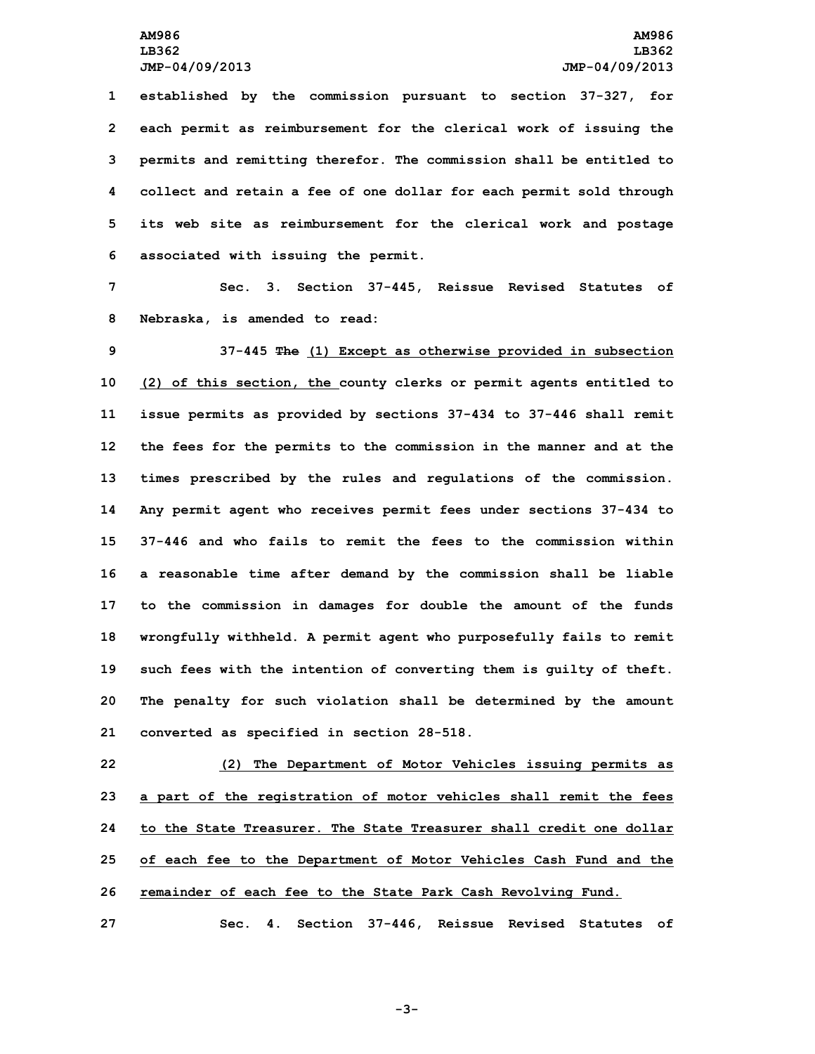established by the commission pursuant to section 37-327, for each permit as reimbursement for the clerical work of issuing the permits and remitting therefor. The commission shall be entitled to collect and retain a fee of one dollar for each permit sold through its web site as reimbursement for the clerical work and postage associated with issuing the permit.

Sec. 3. Section 37-445, Reissue Revised Statutes of Nebraska, is amended to read:

37-445 ~~The~~ (1) Except as otherwise provided in subsection (2) of this section, the county clerks or permit agents entitled to issue permits as provided by sections 37-434 to 37-446 shall remit the fees for the permits to the commission in the manner and at the times prescribed by the rules and regulations of the commission. Any permit agent who receives permit fees under sections 37-434 to 37-446 and who fails to remit the fees to the commission within a reasonable time after demand by the commission shall be liable to the commission in damages for double the amount of the funds wrongfully withheld. A permit agent who purposefully fails to remit such fees with the intention of converting them is guilty of theft. The penalty for such violation shall be determined by the amount converted as specified in section 28-518.

(2) The Department of Motor Vehicles issuing permits as a part of the registration of motor vehicles shall remit the fees to the State Treasurer. The State Treasurer shall credit one dollar of each fee to the Department of Motor Vehicles Cash Fund and the remainder of each fee to the State Park Cash Revolving Fund.

Sec. 4. Section 37-446, Reissue Revised Statutes of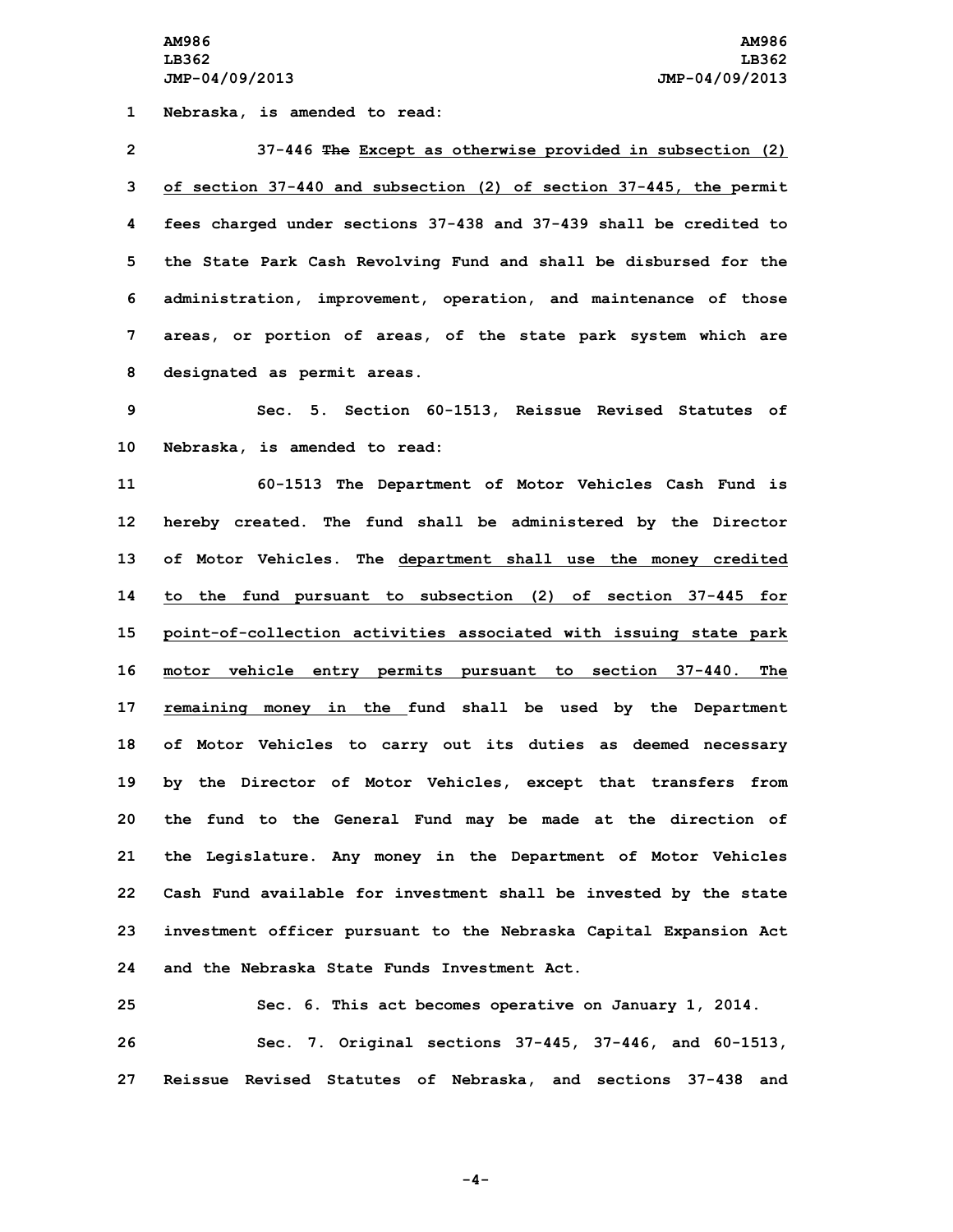1 Nebraska, is amended to read:

2 37-446 ~~The~~ Except as otherwise provided in subsection (2)

3 of section 37-440 and subsection (2) of section 37-445, the permit

4 fees charged under sections 37-438 and 37-439 shall be credited to

5 the State Park Cash Revolving Fund and shall be disbursed for the

6 administration, improvement, operation, and maintenance of those

7 areas, or portion of areas, of the state park system which are

8 designated as permit areas.

9 Sec. 5. Section 60-1513, Reissue Revised Statutes of

10 Nebraska, is amended to read:

11 60-1513 The Department of Motor Vehicles Cash Fund is

12 hereby created. The fund shall be administered by the Director

13 of Motor Vehicles. The department shall use the money credited

14 to the fund pursuant to subsection (2) of section 37-445 for

15 point-of-collection activities associated with issuing state park

16 motor vehicle entry permits pursuant to section 37-440. The

17 remaining money in the fund shall be used by the Department

18 of Motor Vehicles to carry out its duties as deemed necessary

19 by the Director of Motor Vehicles, except that transfers from

20 the fund to the General Fund may be made at the direction of

21 the Legislature. Any money in the Department of Motor Vehicles

22 Cash Fund available for investment shall be invested by the state

23 investment officer pursuant to the Nebraska Capital Expansion Act

24 and the Nebraska State Funds Investment Act.

25 Sec. 6. This act becomes operative on January 1, 2014.

26 Sec. 7. Original sections 37-445, 37-446, and 60-1513,

27 Reissue Revised Statutes of Nebraska, and sections 37-438 and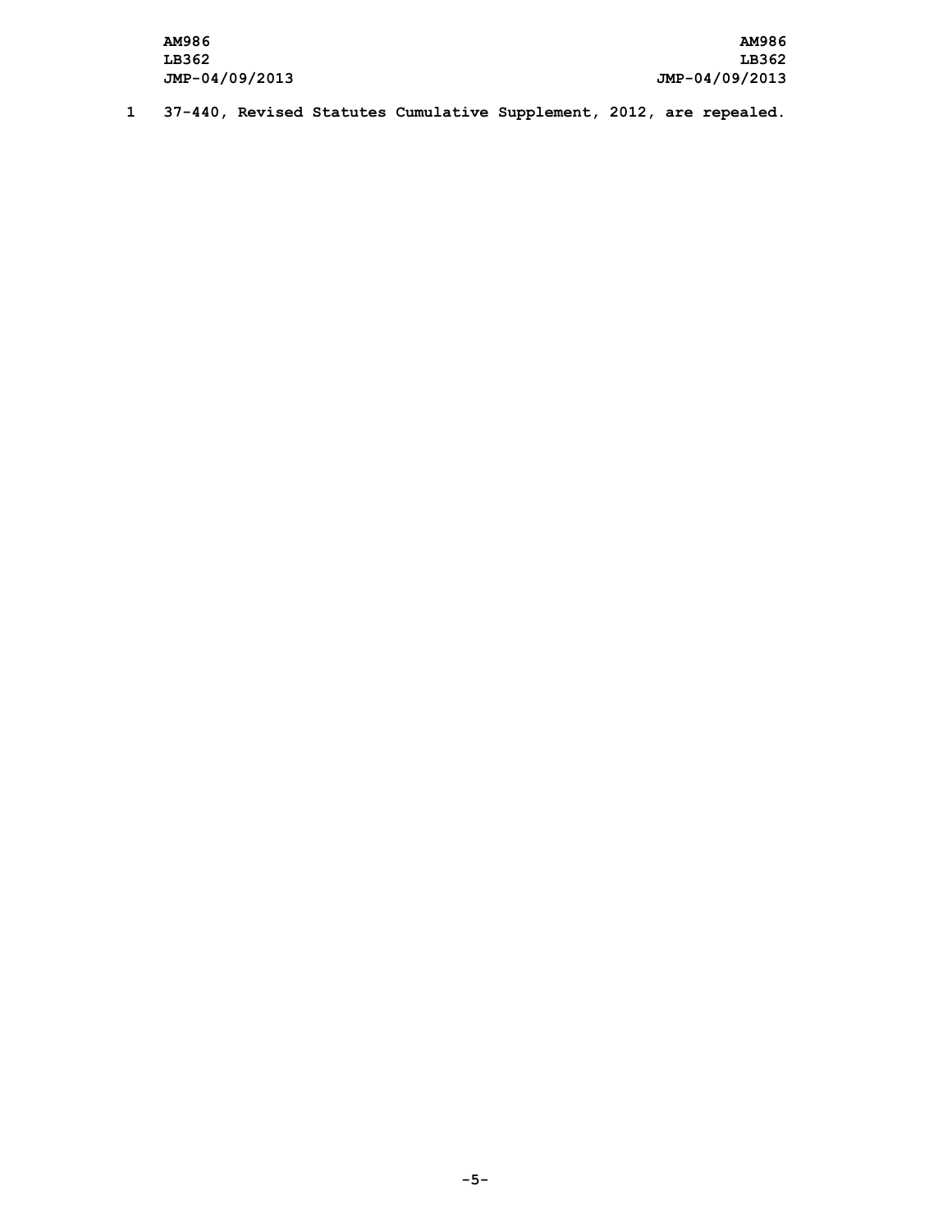1 37-440, Revised Statutes Cumulative Supplement, 2012, are repealed.